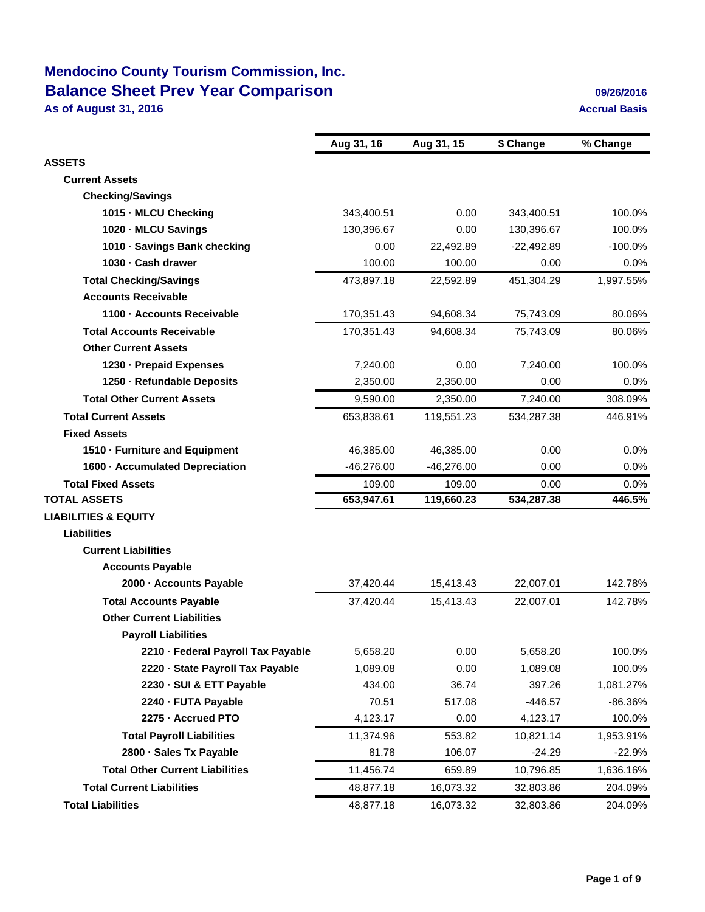# Mendocino County Tourism Commission, Inc.
## Balance Sheet Prev Year Comparison
### As of August 31, 2016

09/26/2016
Accrual Basis

| | Aug 31, 16 | Aug 31, 15 | $ Change | % Change |
|---|---|---|---|---|
| **ASSETS** | | | | |
| **Current Assets** | | | | |
| **Checking/Savings** | | | | |
| **1015 · MLCU Checking** | 343,400.51 | 0.00 | 343,400.51 | 100.0% |
| **1020 · MLCU Savings** | 130,396.67 | 0.00 | 130,396.67 | 100.0% |
| **1010 · Savings Bank checking** | 0.00 | 22,492.89 | -22,492.89 | -100.0% |
| **1030 · Cash drawer** | 100.00 | 100.00 | 0.00 | 0.0% |
| **Total Checking/Savings** | 473,897.18 | 22,592.89 | 451,304.29 | 1,997.55% |
| **Accounts Receivable** | | | | |
| **1100 · Accounts Receivable** | 170,351.43 | 94,608.34 | 75,743.09 | 80.06% |
| **Total Accounts Receivable** | 170,351.43 | 94,608.34 | 75,743.09 | 80.06% |
| **Other Current Assets** | | | | |
| **1230 · Prepaid Expenses** | 7,240.00 | 0.00 | 7,240.00 | 100.0% |
| **1250 · Refundable Deposits** | 2,350.00 | 2,350.00 | 0.00 | 0.0% |
| **Total Other Current Assets** | 9,590.00 | 2,350.00 | 7,240.00 | 308.09% |
| **Total Current Assets** | 653,838.61 | 119,551.23 | 534,287.38 | 446.91% |
| **Fixed Assets** | | | | |
| **1510 · Furniture and Equipment** | 46,385.00 | 46,385.00 | 0.00 | 0.0% |
| **1600 · Accumulated Depreciation** | -46,276.00 | -46,276.00 | 0.00 | 0.0% |
| **Total Fixed Assets** | 109.00 | 109.00 | 0.00 | 0.0% |
| **TOTAL ASSETS** | **653,947.61** | **119,660.23** | **534,287.38** | **446.5%** |
| **LIABILITIES & EQUITY** | | | | |
| **Liabilities** | | | | |
| **Current Liabilities** | | | | |
| **Accounts Payable** | | | | |
| **2000 · Accounts Payable** | 37,420.44 | 15,413.43 | 22,007.01 | 142.78% |
| **Total Accounts Payable** | 37,420.44 | 15,413.43 | 22,007.01 | 142.78% |
| **Other Current Liabilities** | | | | |
| **Payroll Liabilities** | | | | |
| **2210 · Federal Payroll Tax Payable** | 5,658.20 | 0.00 | 5,658.20 | 100.0% |
| **2220 · State Payroll Tax Payable** | 1,089.08 | 0.00 | 1,089.08 | 100.0% |
| **2230 · SUI & ETT Payable** | 434.00 | 36.74 | 397.26 | 1,081.27% |
| **2240 · FUTA Payable** | 70.51 | 517.08 | -446.57 | -86.36% |
| **2275 · Accrued PTO** | 4,123.17 | 0.00 | 4,123.17 | 100.0% |
| **Total Payroll Liabilities** | 11,374.96 | 553.82 | 10,821.14 | 1,953.91% |
| **2800 · Sales Tx Payable** | 81.78 | 106.07 | -24.29 | -22.9% |
| **Total Other Current Liabilities** | 11,456.74 | 659.89 | 10,796.85 | 1,636.16% |
| **Total Current Liabilities** | 48,877.18 | 16,073.32 | 32,803.86 | 204.09% |
| **Total Liabilities** | 48,877.18 | 16,073.32 | 32,803.86 | 204.09% |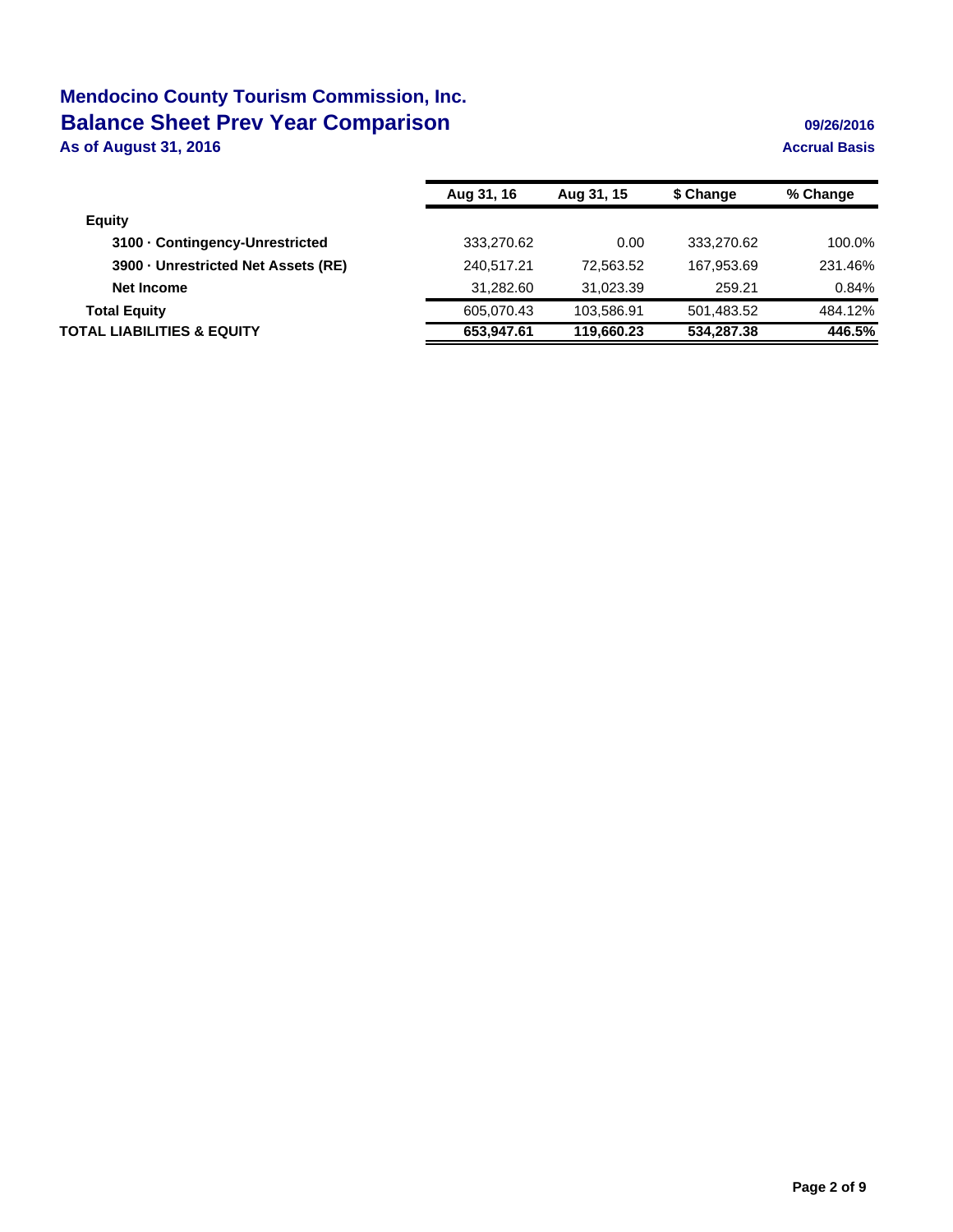# Mendocino County Tourism Commission, Inc.

## Balance Sheet Prev Year Comparison

**As of August 31, 2016**

**09/26/2016**

**Accrual Basis**

| | Aug 31, 16 | Aug 31, 15 | $ Change | % Change |
|---|---|---|---|---|
| **Equity** | | | | |
| **3100 · Contingency-Unrestricted** | 333,270.62 | 0.00 | 333,270.62 | 100.0% |
| **3900 · Unrestricted Net Assets (RE)** | 240,517.21 | 72,563.52 | 167,953.69 | 231.46% |
| **Net Income** | 31,282.60 | 31,023.39 | 259.21 | 0.84% |
| **Total Equity** | 605,070.43 | 103,586.91 | 501,483.52 | 484.12% |
| **TOTAL LIABILITIES & EQUITY** | **653,947.61** | **119,660.23** | **534,287.38** | **446.5%** |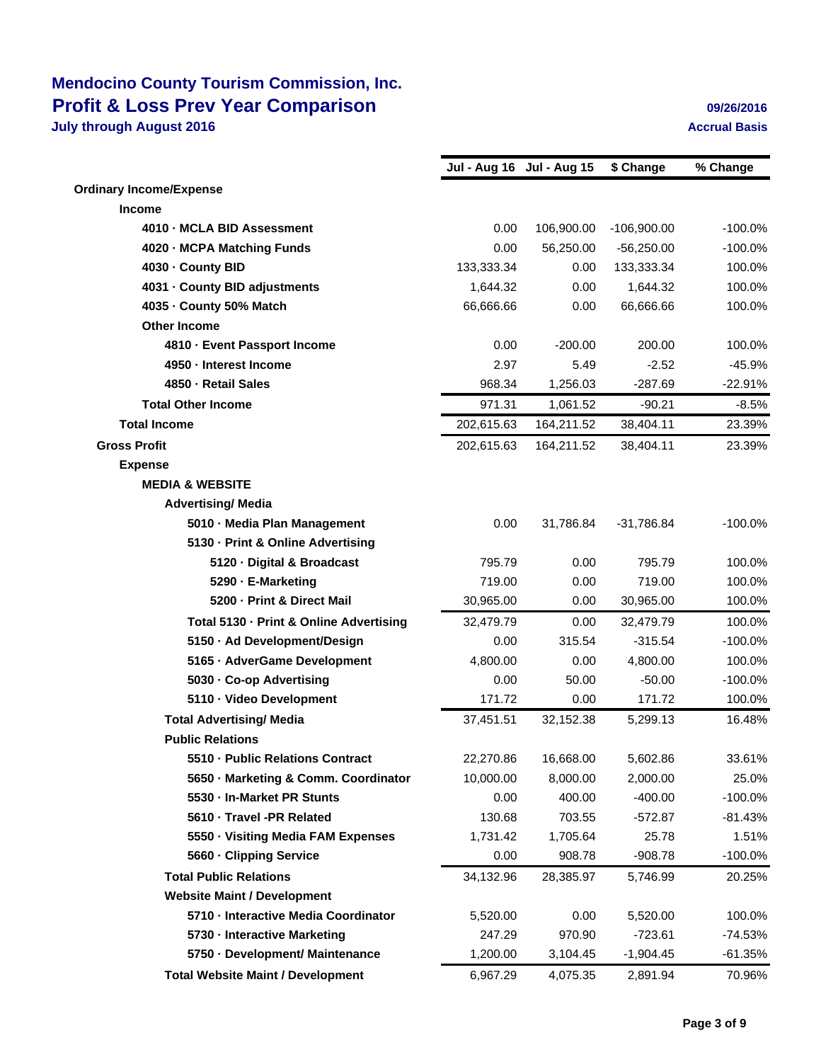# Mendocino County Tourism Commission, Inc.
## Profit & Loss Prev Year Comparison
### July through August 2016

09/26/2016
Accrual Basis

| | Jul - Aug 16 | Jul - Aug 15 | $ Change | % Change |
|---|---|---|---|---|
| **Ordinary Income/Expense** | | | | |
| **Income** | | | | |
| **4010 · MCLA BID Assessment** | 0.00 | 106,900.00 | -106,900.00 | -100.0% |
| **4020 · MCPA Matching Funds** | 0.00 | 56,250.00 | -56,250.00 | -100.0% |
| **4030 · County BID** | 133,333.34 | 0.00 | 133,333.34 | 100.0% |
| **4031 · County BID adjustments** | 1,644.32 | 0.00 | 1,644.32 | 100.0% |
| **4035 · County 50% Match** | 66,666.66 | 0.00 | 66,666.66 | 100.0% |
| **Other Income** | | | | |
| **4810 · Event Passport Income** | 0.00 | -200.00 | 200.00 | 100.0% |
| **4950 · Interest Income** | 2.97 | 5.49 | -2.52 | -45.9% |
| **4850 · Retail Sales** | 968.34 | 1,256.03 | -287.69 | -22.91% |
| **Total Other Income** | 971.31 | 1,061.52 | -90.21 | -8.5% |
| **Total Income** | 202,615.63 | 164,211.52 | 38,404.11 | 23.39% |
| **Gross Profit** | 202,615.63 | 164,211.52 | 38,404.11 | 23.39% |
| **Expense** | | | | |
| **MEDIA & WEBSITE** | | | | |
| **Advertising/ Media** | | | | |
| **5010 · Media Plan Management** | 0.00 | 31,786.84 | -31,786.84 | -100.0% |
| **5130 · Print & Online Advertising** | | | | |
| **5120 · Digital & Broadcast** | 795.79 | 0.00 | 795.79 | 100.0% |
| **5290 · E-Marketing** | 719.00 | 0.00 | 719.00 | 100.0% |
| **5200 · Print & Direct Mail** | 30,965.00 | 0.00 | 30,965.00 | 100.0% |
| **Total 5130 · Print & Online Advertising** | 32,479.79 | 0.00 | 32,479.79 | 100.0% |
| **5150 · Ad Development/Design** | 0.00 | 315.54 | -315.54 | -100.0% |
| **5165 · AdverGame Development** | 4,800.00 | 0.00 | 4,800.00 | 100.0% |
| **5030 · Co-op Advertising** | 0.00 | 50.00 | -50.00 | -100.0% |
| **5110 · Video Development** | 171.72 | 0.00 | 171.72 | 100.0% |
| **Total Advertising/ Media** | 37,451.51 | 32,152.38 | 5,299.13 | 16.48% |
| **Public Relations** | | | | |
| **5510 · Public Relations Contract** | 22,270.86 | 16,668.00 | 5,602.86 | 33.61% |
| **5650 · Marketing & Comm. Coordinator** | 10,000.00 | 8,000.00 | 2,000.00 | 25.0% |
| **5530 · In-Market PR Stunts** | 0.00 | 400.00 | -400.00 | -100.0% |
| **5610 · Travel -PR Related** | 130.68 | 703.55 | -572.87 | -81.43% |
| **5550 · Visiting Media FAM Expenses** | 1,731.42 | 1,705.64 | 25.78 | 1.51% |
| **5660 · Clipping Service** | 0.00 | 908.78 | -908.78 | -100.0% |
| **Total Public Relations** | 34,132.96 | 28,385.97 | 5,746.99 | 20.25% |
| **Website Maint / Development** | | | | |
| **5710 · Interactive Media Coordinator** | 5,520.00 | 0.00 | 5,520.00 | 100.0% |
| **5730 · Interactive Marketing** | 247.29 | 970.90 | -723.61 | -74.53% |
| **5750 · Development/ Maintenance** | 1,200.00 | 3,104.45 | -1,904.45 | -61.35% |
| **Total Website Maint / Development** | 6,967.29 | 4,075.35 | 2,891.94 | 70.96% |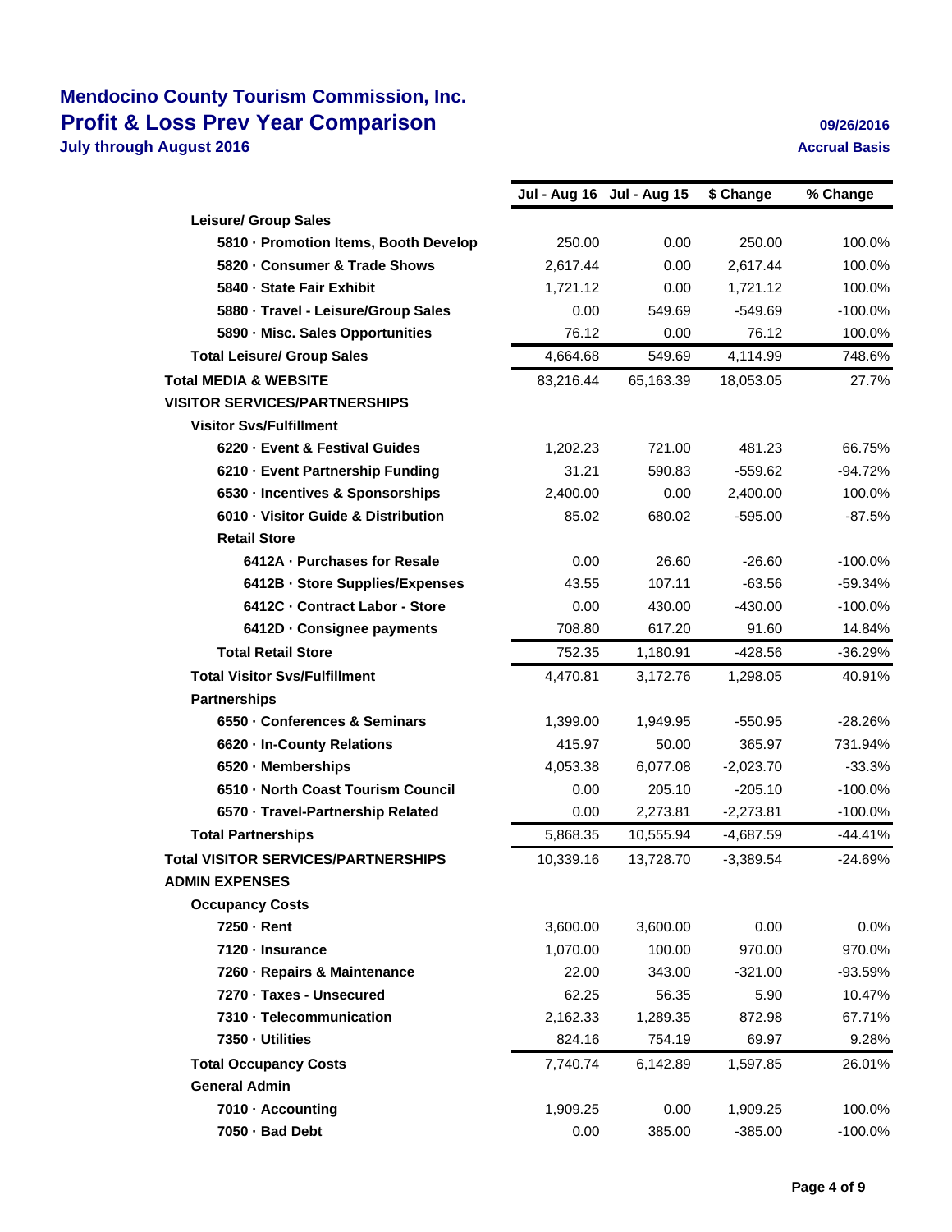# Mendocino County Tourism Commission, Inc.
## Profit & Loss Prev Year Comparison
**July through August 2016**

**09/26/2016**
**Accrual Basis**

| | Jul - Aug 16 | Jul - Aug 15 | $ Change | % Change |
|---|---|---|---|---|
| **Leisure/ Group Sales** | | | | |
| **5810 · Promotion Items, Booth Develop** | 250.00 | 0.00 | 250.00 | 100.0% |
| **5820 · Consumer & Trade Shows** | 2,617.44 | 0.00 | 2,617.44 | 100.0% |
| **5840 · State Fair Exhibit** | 1,721.12 | 0.00 | 1,721.12 | 100.0% |
| **5880 · Travel - Leisure/Group Sales** | 0.00 | 549.69 | -549.69 | -100.0% |
| **5890 · Misc. Sales Opportunities** | 76.12 | 0.00 | 76.12 | 100.0% |
| **Total Leisure/ Group Sales** | 4,664.68 | 549.69 | 4,114.99 | 748.6% |
| **Total MEDIA & WEBSITE** | 83,216.44 | 65,163.39 | 18,053.05 | 27.7% |
| **VISITOR SERVICES/PARTNERSHIPS** | | | | |
| **Visitor Svs/Fulfillment** | | | | |
| **6220 · Event & Festival Guides** | 1,202.23 | 721.00 | 481.23 | 66.75% |
| **6210 · Event Partnership Funding** | 31.21 | 590.83 | -559.62 | -94.72% |
| **6530 · Incentives & Sponsorships** | 2,400.00 | 0.00 | 2,400.00 | 100.0% |
| **6010 · Visitor Guide & Distribution** | 85.02 | 680.02 | -595.00 | -87.5% |
| **Retail Store** | | | | |
| **6412A · Purchases for Resale** | 0.00 | 26.60 | -26.60 | -100.0% |
| **6412B · Store Supplies/Expenses** | 43.55 | 107.11 | -63.56 | -59.34% |
| **6412C · Contract Labor - Store** | 0.00 | 430.00 | -430.00 | -100.0% |
| **6412D · Consignee payments** | 708.80 | 617.20 | 91.60 | 14.84% |
| **Total Retail Store** | 752.35 | 1,180.91 | -428.56 | -36.29% |
| **Total Visitor Svs/Fulfillment** | 4,470.81 | 3,172.76 | 1,298.05 | 40.91% |
| **Partnerships** | | | | |
| **6550 · Conferences & Seminars** | 1,399.00 | 1,949.95 | -550.95 | -28.26% |
| **6620 · In-County Relations** | 415.97 | 50.00 | 365.97 | 731.94% |
| **6520 · Memberships** | 4,053.38 | 6,077.08 | -2,023.70 | -33.3% |
| **6510 · North Coast Tourism Council** | 0.00 | 205.10 | -205.10 | -100.0% |
| **6570 · Travel-Partnership Related** | 0.00 | 2,273.81 | -2,273.81 | -100.0% |
| **Total Partnerships** | 5,868.35 | 10,555.94 | -4,687.59 | -44.41% |
| **Total VISITOR SERVICES/PARTNERSHIPS** | 10,339.16 | 13,728.70 | -3,389.54 | -24.69% |
| **ADMIN EXPENSES** | | | | |
| **Occupancy Costs** | | | | |
| **7250 · Rent** | 3,600.00 | 3,600.00 | 0.00 | 0.0% |
| **7120 · Insurance** | 1,070.00 | 100.00 | 970.00 | 970.0% |
| **7260 · Repairs & Maintenance** | 22.00 | 343.00 | -321.00 | -93.59% |
| **7270 · Taxes - Unsecured** | 62.25 | 56.35 | 5.90 | 10.47% |
| **7310 · Telecommunication** | 2,162.33 | 1,289.35 | 872.98 | 67.71% |
| **7350 · Utilities** | 824.16 | 754.19 | 69.97 | 9.28% |
| **Total Occupancy Costs** | 7,740.74 | 6,142.89 | 1,597.85 | 26.01% |
| **General Admin** | | | | |
| **7010 · Accounting** | 1,909.25 | 0.00 | 1,909.25 | 100.0% |
| **7050 · Bad Debt** | 0.00 | 385.00 | -385.00 | -100.0% |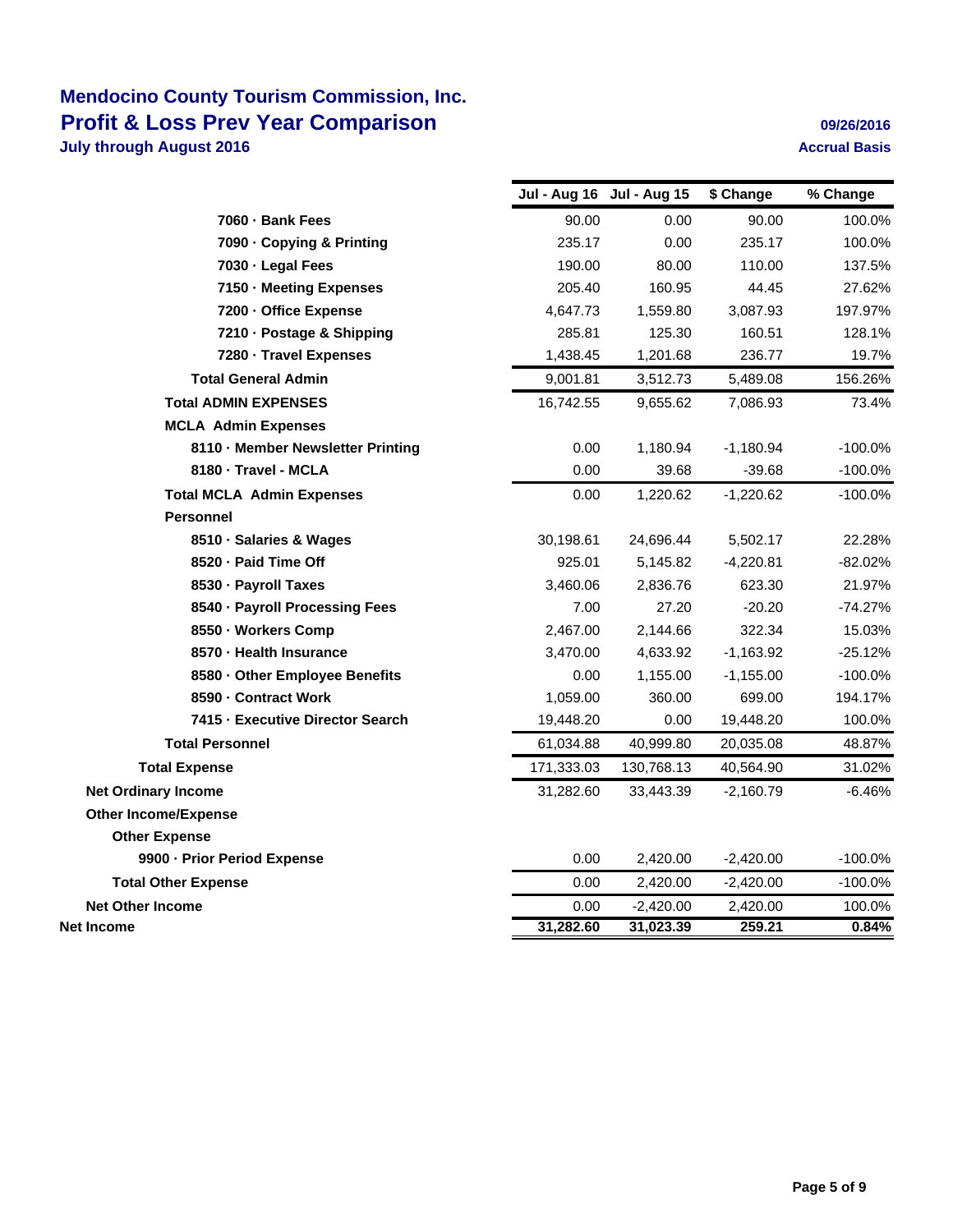# Mendocino County Tourism Commission, Inc.
## Profit & Loss Prev Year Comparison
**July through August 2016**

**09/26/2016**
**Accrual Basis**

| | Jul - Aug 16 | Jul - Aug 15 | $ Change | % Change |
|---|---|---|---|---|
| **7060 · Bank Fees** | 90.00 | 0.00 | 90.00 | 100.0% |
| **7090 · Copying & Printing** | 235.17 | 0.00 | 235.17 | 100.0% |
| **7030 · Legal Fees** | 190.00 | 80.00 | 110.00 | 137.5% |
| **7150 · Meeting Expenses** | 205.40 | 160.95 | 44.45 | 27.62% |
| **7200 · Office Expense** | 4,647.73 | 1,559.80 | 3,087.93 | 197.97% |
| **7210 · Postage & Shipping** | 285.81 | 125.30 | 160.51 | 128.1% |
| **7280 · Travel Expenses** | 1,438.45 | 1,201.68 | 236.77 | 19.7% |
| **Total General Admin** | 9,001.81 | 3,512.73 | 5,489.08 | 156.26% |
| **Total ADMIN EXPENSES** | 16,742.55 | 9,655.62 | 7,086.93 | 73.4% |
| **MCLA Admin Expenses** | | | | |
| **8110 · Member Newsletter Printing** | 0.00 | 1,180.94 | -1,180.94 | -100.0% |
| **8180 · Travel - MCLA** | 0.00 | 39.68 | -39.68 | -100.0% |
| **Total MCLA Admin Expenses** | 0.00 | 1,220.62 | -1,220.62 | -100.0% |
| **Personnel** | | | | |
| **8510 · Salaries & Wages** | 30,198.61 | 24,696.44 | 5,502.17 | 22.28% |
| **8520 · Paid Time Off** | 925.01 | 5,145.82 | -4,220.81 | -82.02% |
| **8530 · Payroll Taxes** | 3,460.06 | 2,836.76 | 623.30 | 21.97% |
| **8540 · Payroll Processing Fees** | 7.00 | 27.20 | -20.20 | -74.27% |
| **8550 · Workers Comp** | 2,467.00 | 2,144.66 | 322.34 | 15.03% |
| **8570 · Health Insurance** | 3,470.00 | 4,633.92 | -1,163.92 | -25.12% |
| **8580 · Other Employee Benefits** | 0.00 | 1,155.00 | -1,155.00 | -100.0% |
| **8590 · Contract Work** | 1,059.00 | 360.00 | 699.00 | 194.17% |
| **7415 · Executive Director Search** | 19,448.20 | 0.00 | 19,448.20 | 100.0% |
| **Total Personnel** | 61,034.88 | 40,999.80 | 20,035.08 | 48.87% |
| **Total Expense** | 171,333.03 | 130,768.13 | 40,564.90 | 31.02% |
| **Net Ordinary Income** | 31,282.60 | 33,443.39 | -2,160.79 | -6.46% |
| **Other Income/Expense** | | | | |
| **Other Expense** | | | | |
| **9900 · Prior Period Expense** | 0.00 | 2,420.00 | -2,420.00 | -100.0% |
| **Total Other Expense** | 0.00 | 2,420.00 | -2,420.00 | -100.0% |
| **Net Other Income** | 0.00 | -2,420.00 | 2,420.00 | 100.0% |
| **Net Income** | **31,282.60** | **31,023.39** | **259.21** | **0.84%** |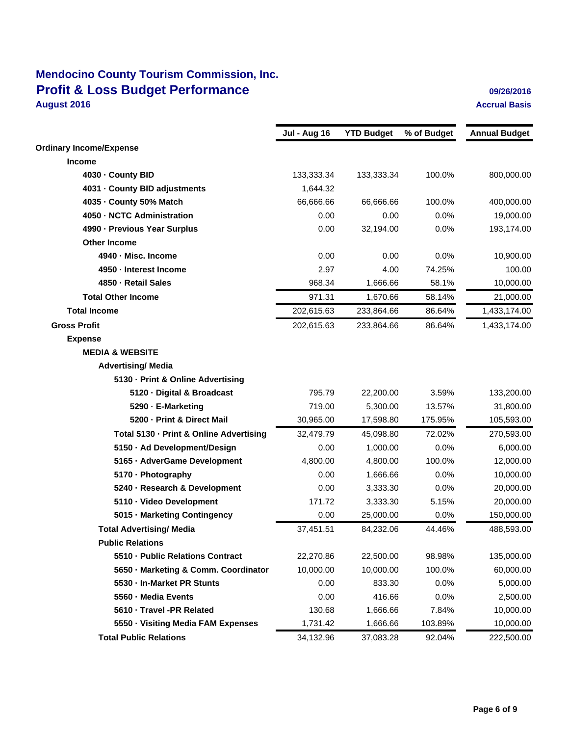# Mendocino County Tourism Commission, Inc.
## Profit & Loss Budget Performance
**August 2016**

09/26/2016
Accrual Basis

| | Jul - Aug 16 | YTD Budget | % of Budget | Annual Budget |
|---|---|---|---|---|
| **Ordinary Income/Expense** | | | | |
| **Income** | | | | |
| 4030 · County BID | 133,333.34 | 133,333.34 | 100.0% | 800,000.00 |
| 4031 · County BID adjustments | 1,644.32 | | | |
| 4035 · County 50% Match | 66,666.66 | 66,666.66 | 100.0% | 400,000.00 |
| 4050 · NCTC Administration | 0.00 | 0.00 | 0.0% | 19,000.00 |
| 4990 · Previous Year Surplus | 0.00 | 32,194.00 | 0.0% | 193,174.00 |
| **Other Income** | | | | |
| 4940 · Misc. Income | 0.00 | 0.00 | 0.0% | 10,900.00 |
| 4950 · Interest Income | 2.97 | 4.00 | 74.25% | 100.00 |
| 4850 · Retail Sales | 968.34 | 1,666.66 | 58.1% | 10,000.00 |
| **Total Other Income** | 971.31 | 1,670.66 | 58.14% | 21,000.00 |
| **Total Income** | 202,615.63 | 233,864.66 | 86.64% | 1,433,174.00 |
| **Gross Profit** | 202,615.63 | 233,864.66 | 86.64% | 1,433,174.00 |
| **Expense** | | | | |
| **MEDIA & WEBSITE** | | | | |
| **Advertising/ Media** | | | | |
| 5130 · Print & Online Advertising | | | | |
| 5120 · Digital & Broadcast | 795.79 | 22,200.00 | 3.59% | 133,200.00 |
| 5290 · E-Marketing | 719.00 | 5,300.00 | 13.57% | 31,800.00 |
| 5200 · Print & Direct Mail | 30,965.00 | 17,598.80 | 175.95% | 105,593.00 |
| Total 5130 · Print & Online Advertising | 32,479.79 | 45,098.80 | 72.02% | 270,593.00 |
| 5150 · Ad Development/Design | 0.00 | 1,000.00 | 0.0% | 6,000.00 |
| 5165 · AdverGame Development | 4,800.00 | 4,800.00 | 100.0% | 12,000.00 |
| 5170 · Photography | 0.00 | 1,666.66 | 0.0% | 10,000.00 |
| 5240 · Research & Development | 0.00 | 3,333.30 | 0.0% | 20,000.00 |
| 5110 · Video Development | 171.72 | 3,333.30 | 5.15% | 20,000.00 |
| 5015 · Marketing Contingency | 0.00 | 25,000.00 | 0.0% | 150,000.00 |
| **Total Advertising/ Media** | 37,451.51 | 84,232.06 | 44.46% | 488,593.00 |
| **Public Relations** | | | | |
| 5510 · Public Relations Contract | 22,270.86 | 22,500.00 | 98.98% | 135,000.00 |
| 5650 · Marketing & Comm. Coordinator | 10,000.00 | 10,000.00 | 100.0% | 60,000.00 |
| 5530 · In-Market PR Stunts | 0.00 | 833.30 | 0.0% | 5,000.00 |
| 5560 · Media Events | 0.00 | 416.66 | 0.0% | 2,500.00 |
| 5610 · Travel -PR Related | 130.68 | 1,666.66 | 7.84% | 10,000.00 |
| 5550 · Visiting Media FAM Expenses | 1,731.42 | 1,666.66 | 103.89% | 10,000.00 |
| **Total Public Relations** | 34,132.96 | 37,083.28 | 92.04% | 222,500.00 |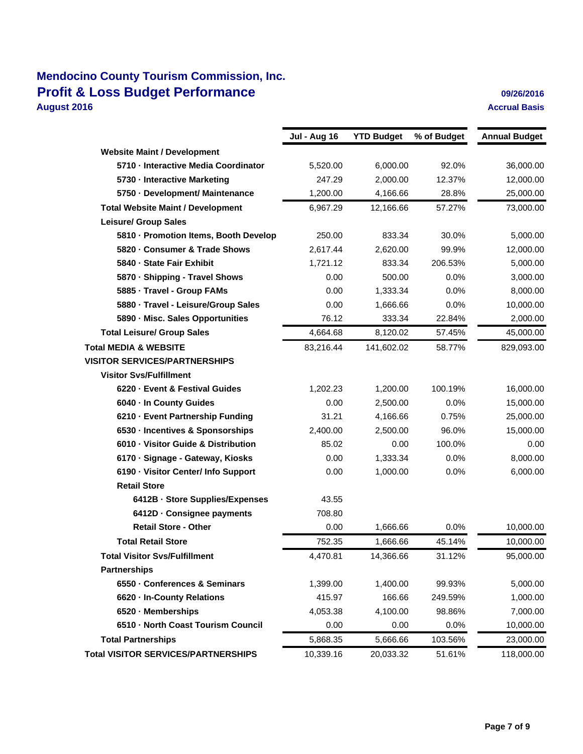# Mendocino County Tourism Commission, Inc.

## Profit & Loss Budget Performance

**August 2016**

09/26/2016

Accrual Basis

| | Jul - Aug 16 | YTD Budget | % of Budget | Annual Budget |
|---|---|---|---|---|
| **Website Maint / Development** | | | | |
| **5710 · Interactive Media Coordinator** | 5,520.00 | 6,000.00 | 92.0% | 36,000.00 |
| **5730 · Interactive Marketing** | 247.29 | 2,000.00 | 12.37% | 12,000.00 |
| **5750 · Development/ Maintenance** | 1,200.00 | 4,166.66 | 28.8% | 25,000.00 |
| **Total Website Maint / Development** | 6,967.29 | 12,166.66 | 57.27% | 73,000.00 |
| **Leisure/ Group Sales** | | | | |
| **5810 · Promotion Items, Booth Develop** | 250.00 | 833.34 | 30.0% | 5,000.00 |
| **5820 · Consumer & Trade Shows** | 2,617.44 | 2,620.00 | 99.9% | 12,000.00 |
| **5840 · State Fair Exhibit** | 1,721.12 | 833.34 | 206.53% | 5,000.00 |
| **5870 · Shipping - Travel Shows** | 0.00 | 500.00 | 0.0% | 3,000.00 |
| **5885 · Travel - Group FAMs** | 0.00 | 1,333.34 | 0.0% | 8,000.00 |
| **5880 · Travel - Leisure/Group Sales** | 0.00 | 1,666.66 | 0.0% | 10,000.00 |
| **5890 · Misc. Sales Opportunities** | 76.12 | 333.34 | 22.84% | 2,000.00 |
| **Total Leisure/ Group Sales** | 4,664.68 | 8,120.02 | 57.45% | 45,000.00 |
| **Total MEDIA & WEBSITE** | 83,216.44 | 141,602.02 | 58.77% | 829,093.00 |
| **VISITOR SERVICES/PARTNERSHIPS** | | | | |
| **Visitor Svs/Fulfillment** | | | | |
| **6220 · Event & Festival Guides** | 1,202.23 | 1,200.00 | 100.19% | 16,000.00 |
| **6040 · In County Guides** | 0.00 | 2,500.00 | 0.0% | 15,000.00 |
| **6210 · Event Partnership Funding** | 31.21 | 4,166.66 | 0.75% | 25,000.00 |
| **6530 · Incentives & Sponsorships** | 2,400.00 | 2,500.00 | 96.0% | 15,000.00 |
| **6010 · Visitor Guide & Distribution** | 85.02 | 0.00 | 100.0% | 0.00 |
| **6170 · Signage - Gateway, Kiosks** | 0.00 | 1,333.34 | 0.0% | 8,000.00 |
| **6190 · Visitor Center/ Info Support** | 0.00 | 1,000.00 | 0.0% | 6,000.00 |
| **Retail Store** | | | | |
| **6412B · Store Supplies/Expenses** | 43.55 | | | |
| **6412D · Consignee payments** | 708.80 | | | |
| **Retail Store - Other** | 0.00 | 1,666.66 | 0.0% | 10,000.00 |
| **Total Retail Store** | 752.35 | 1,666.66 | 45.14% | 10,000.00 |
| **Total Visitor Svs/Fulfillment** | 4,470.81 | 14,366.66 | 31.12% | 95,000.00 |
| **Partnerships** | | | | |
| **6550 · Conferences & Seminars** | 1,399.00 | 1,400.00 | 99.93% | 5,000.00 |
| **6620 · In-County Relations** | 415.97 | 166.66 | 249.59% | 1,000.00 |
| **6520 · Memberships** | 4,053.38 | 4,100.00 | 98.86% | 7,000.00 |
| **6510 · North Coast Tourism Council** | 0.00 | 0.00 | 0.0% | 10,000.00 |
| **Total Partnerships** | 5,868.35 | 5,666.66 | 103.56% | 23,000.00 |
| **Total VISITOR SERVICES/PARTNERSHIPS** | 10,339.16 | 20,033.32 | 51.61% | 118,000.00 |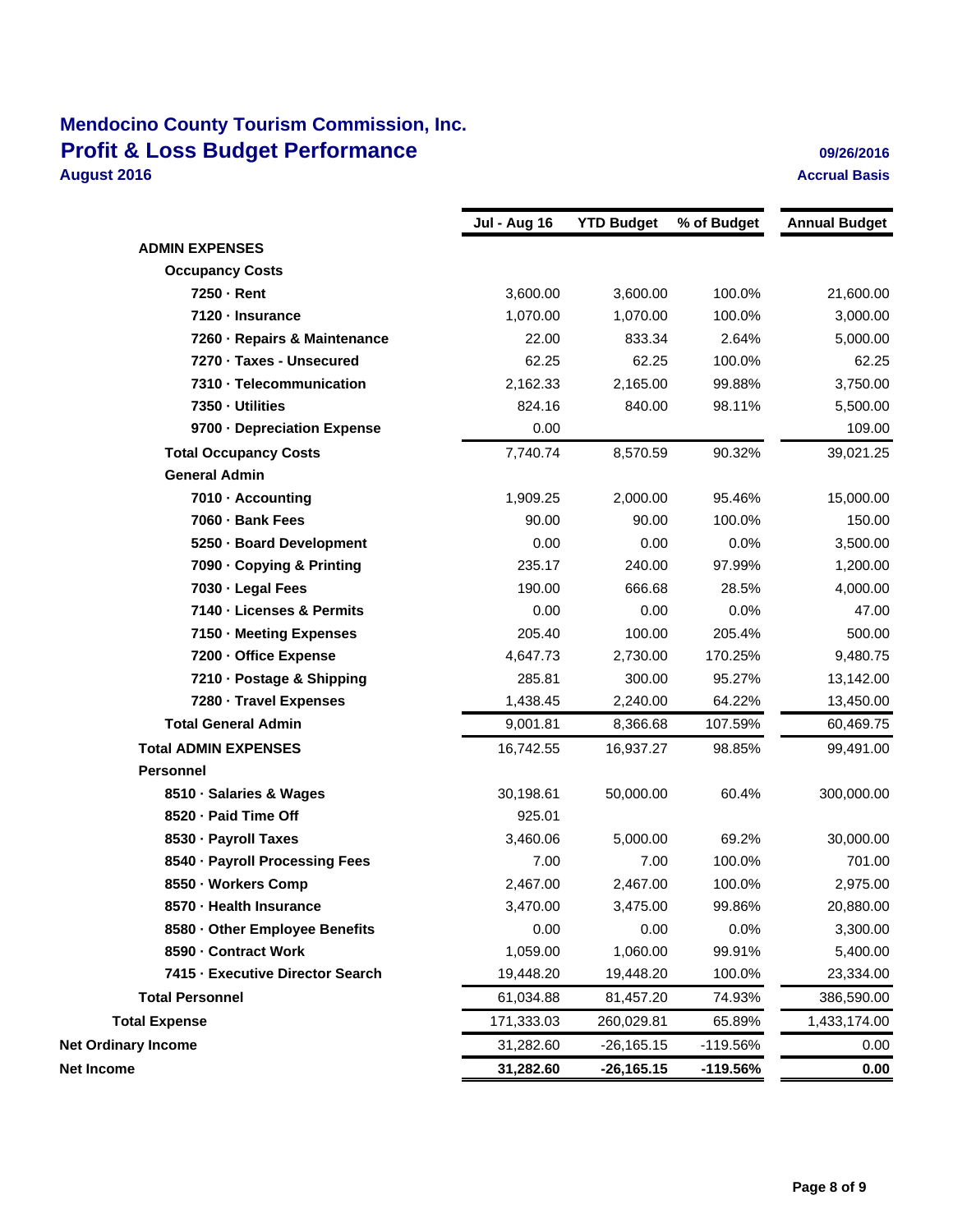# Mendocino County Tourism Commission, Inc.

## Profit & Loss Budget Performance

**August 2016**

09/26/2016

Accrual Basis

| | Jul - Aug 16 | YTD Budget | % of Budget | Annual Budget |
|---|---|---|---|---|
| **ADMIN EXPENSES** | | | | |
| **Occupancy Costs** | | | | |
| 7250 · Rent | 3,600.00 | 3,600.00 | 100.0% | 21,600.00 |
| 7120 · Insurance | 1,070.00 | 1,070.00 | 100.0% | 3,000.00 |
| 7260 · Repairs & Maintenance | 22.00 | 833.34 | 2.64% | 5,000.00 |
| 7270 · Taxes - Unsecured | 62.25 | 62.25 | 100.0% | 62.25 |
| 7310 · Telecommunication | 2,162.33 | 2,165.00 | 99.88% | 3,750.00 |
| 7350 · Utilities | 824.16 | 840.00 | 98.11% | 5,500.00 |
| 9700 · Depreciation Expense | 0.00 | | | 109.00 |
| **Total Occupancy Costs** | 7,740.74 | 8,570.59 | 90.32% | 39,021.25 |
| **General Admin** | | | | |
| 7010 · Accounting | 1,909.25 | 2,000.00 | 95.46% | 15,000.00 |
| 7060 · Bank Fees | 90.00 | 90.00 | 100.0% | 150.00 |
| 5250 · Board Development | 0.00 | 0.00 | 0.0% | 3,500.00 |
| 7090 · Copying & Printing | 235.17 | 240.00 | 97.99% | 1,200.00 |
| 7030 · Legal Fees | 190.00 | 666.68 | 28.5% | 4,000.00 |
| 7140 · Licenses & Permits | 0.00 | 0.00 | 0.0% | 47.00 |
| 7150 · Meeting Expenses | 205.40 | 100.00 | 205.4% | 500.00 |
| 7200 · Office Expense | 4,647.73 | 2,730.00 | 170.25% | 9,480.75 |
| 7210 · Postage & Shipping | 285.81 | 300.00 | 95.27% | 13,142.00 |
| 7280 · Travel Expenses | 1,438.45 | 2,240.00 | 64.22% | 13,450.00 |
| **Total General Admin** | 9,001.81 | 8,366.68 | 107.59% | 60,469.75 |
| **Total ADMIN EXPENSES** | 16,742.55 | 16,937.27 | 98.85% | 99,491.00 |
| **Personnel** | | | | |
| 8510 · Salaries & Wages | 30,198.61 | 50,000.00 | 60.4% | 300,000.00 |
| 8520 · Paid Time Off | 925.01 | | | |
| 8530 · Payroll Taxes | 3,460.06 | 5,000.00 | 69.2% | 30,000.00 |
| 8540 · Payroll Processing Fees | 7.00 | 7.00 | 100.0% | 701.00 |
| 8550 · Workers Comp | 2,467.00 | 2,467.00 | 100.0% | 2,975.00 |
| 8570 · Health Insurance | 3,470.00 | 3,475.00 | 99.86% | 20,880.00 |
| 8580 · Other Employee Benefits | 0.00 | 0.00 | 0.0% | 3,300.00 |
| 8590 · Contract Work | 1,059.00 | 1,060.00 | 99.91% | 5,400.00 |
| 7415 · Executive Director Search | 19,448.20 | 19,448.20 | 100.0% | 23,334.00 |
| **Total Personnel** | 61,034.88 | 81,457.20 | 74.93% | 386,590.00 |
| **Total Expense** | 171,333.03 | 260,029.81 | 65.89% | 1,433,174.00 |
| **Net Ordinary Income** | 31,282.60 | -26,165.15 | -119.56% | 0.00 |
| **Net Income** | **31,282.60** | **-26,165.15** | **-119.56%** | **0.00** |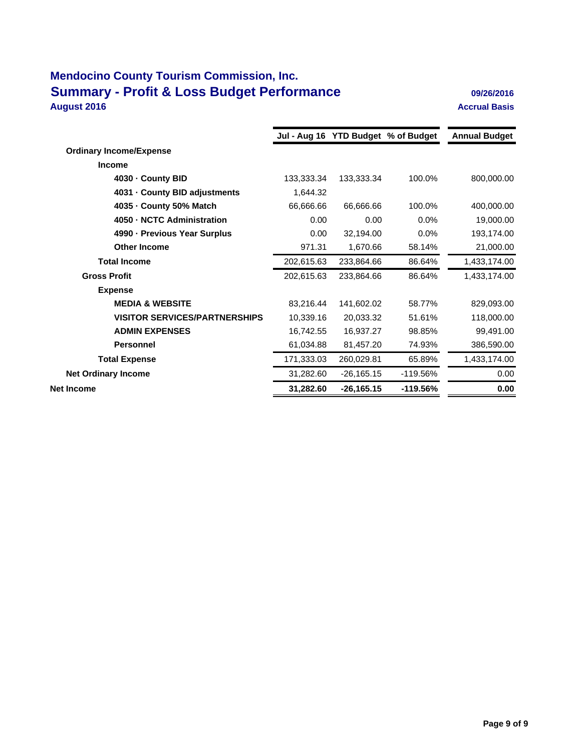# Mendocino County Tourism Commission, Inc.

## Summary - Profit & Loss Budget Performance

**August 2016**

**09/26/2016**

**Accrual Basis**

| | Jul - Aug 16 | YTD Budget | % of Budget | Annual Budget |
|---|---|---|---|---|
| **Ordinary Income/Expense** | | | | |
| **Income** | | | | |
| **4030 · County BID** | 133,333.34 | 133,333.34 | 100.0% | 800,000.00 |
| **4031 · County BID adjustments** | 1,644.32 | | | |
| **4035 · County 50% Match** | 66,666.66 | 66,666.66 | 100.0% | 400,000.00 |
| **4050 · NCTC Administration** | 0.00 | 0.00 | 0.0% | 19,000.00 |
| **4990 · Previous Year Surplus** | 0.00 | 32,194.00 | 0.0% | 193,174.00 |
| **Other Income** | 971.31 | 1,670.66 | 58.14% | 21,000.00 |
| **Total Income** | 202,615.63 | 233,864.66 | 86.64% | 1,433,174.00 |
| **Gross Profit** | 202,615.63 | 233,864.66 | 86.64% | 1,433,174.00 |
| **Expense** | | | | |
| **MEDIA & WEBSITE** | 83,216.44 | 141,602.02 | 58.77% | 829,093.00 |
| **VISITOR SERVICES/PARTNERSHIPS** | 10,339.16 | 20,033.32 | 51.61% | 118,000.00 |
| **ADMIN EXPENSES** | 16,742.55 | 16,937.27 | 98.85% | 99,491.00 |
| **Personnel** | 61,034.88 | 81,457.20 | 74.93% | 386,590.00 |
| **Total Expense** | 171,333.03 | 260,029.81 | 65.89% | 1,433,174.00 |
| **Net Ordinary Income** | 31,282.60 | -26,165.15 | -119.56% | 0.00 |
| **Net Income** | **31,282.60** | **-26,165.15** | **-119.56%** | **0.00** |